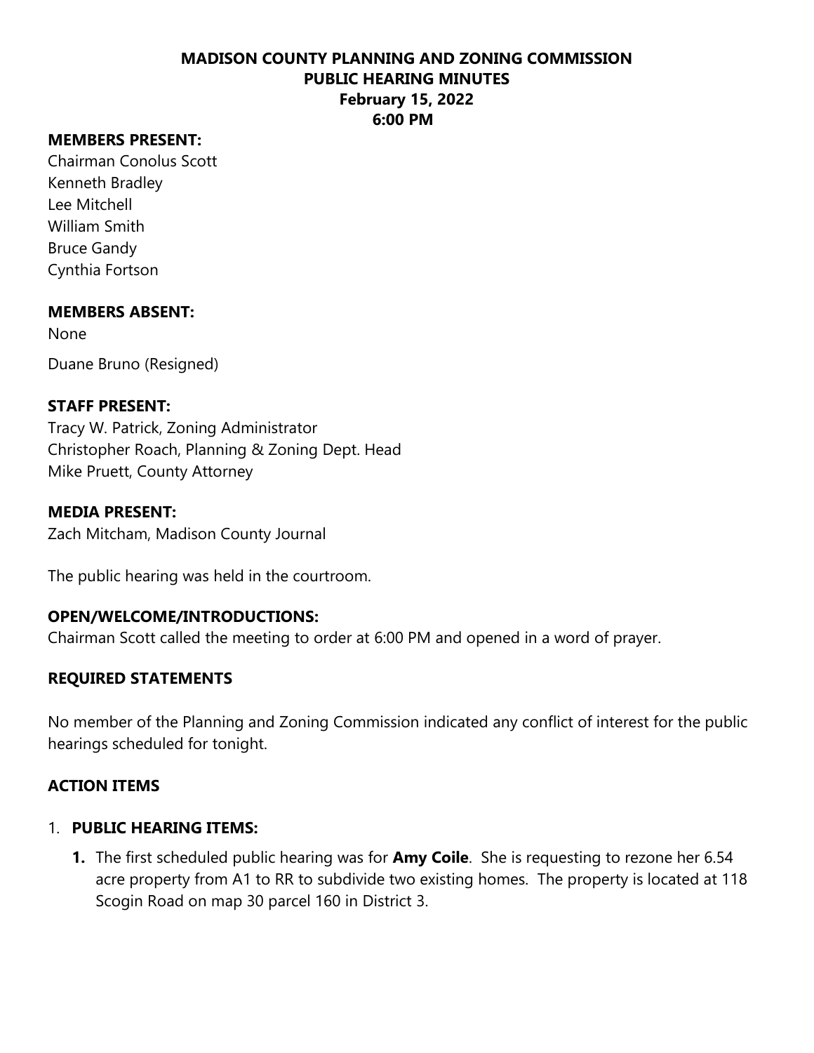# MADISON COUNTY PLANNING AND ZONING COMMISSION
## PUBLIC HEARING MINUTES
### February 15, 2022
### 6:00 PM

**MEMBERS PRESENT:**
Chairman Conolus Scott
Kenneth Bradley
Lee Mitchell
William Smith
Bruce Gandy
Cynthia Fortson

**MEMBERS ABSENT:**
None

Duane Bruno (Resigned)

**STAFF PRESENT:**
Tracy W. Patrick, Zoning Administrator
Christopher Roach, Planning & Zoning Dept. Head
Mike Pruett, County Attorney

**MEDIA PRESENT:**
Zach Mitcham, Madison County Journal

The public hearing was held in the courtroom.

**OPEN/WELCOME/INTRODUCTIONS:**
Chairman Scott called the meeting to order at 6:00 PM and opened in a word of prayer.

**REQUIRED STATEMENTS**

No member of the Planning and Zoning Commission indicated any conflict of interest for the public hearings scheduled for tonight.

**ACTION ITEMS**

1. **PUBLIC HEARING ITEMS:**
   1. The first scheduled public hearing was for **Amy Coile**. She is requesting to rezone her 6.54 acre property from A1 to RR to subdivide two existing homes. The property is located at 118 Scogin Road on map 30 parcel 160 in District 3.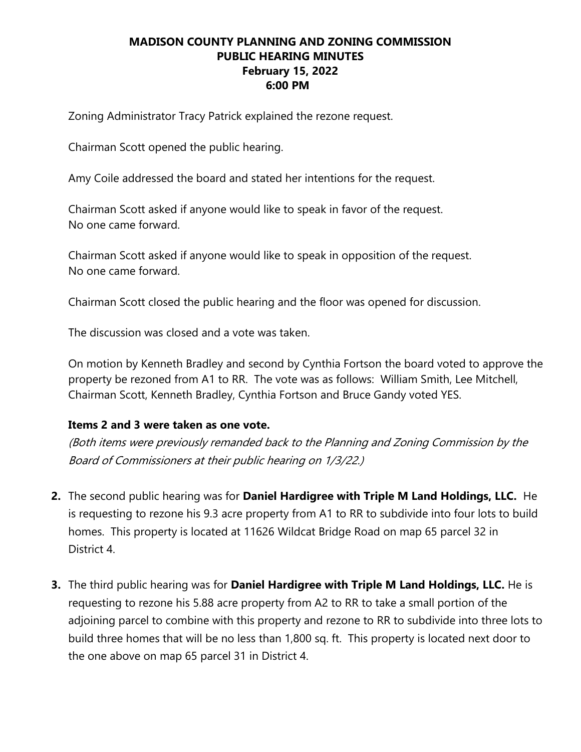# MADISON COUNTY PLANNING AND ZONING COMMISSION
## PUBLIC HEARING MINUTES
### February 15, 2022
### 6:00 PM

Zoning Administrator Tracy Patrick explained the rezone request.

Chairman Scott opened the public hearing.

Amy Coile addressed the board and stated her intentions for the request.

Chairman Scott asked if anyone would like to speak in favor of the request.
No one came forward.

Chairman Scott asked if anyone would like to speak in opposition of the request.
No one came forward.

Chairman Scott closed the public hearing and the floor was opened for discussion.

The discussion was closed and a vote was taken.

On motion by Kenneth Bradley and second by Cynthia Fortson the board voted to approve the property be rezoned from A1 to RR. The vote was as follows: William Smith, Lee Mitchell, Chairman Scott, Kenneth Bradley, Cynthia Fortson and Bruce Gandy voted YES.

**Items 2 and 3 were taken as one vote.**

*(Both items were previously remanded back to the Planning and Zoning Commission by the Board of Commissioners at their public hearing on 1/3/22.)*

2. The second public hearing was for **Daniel Hardigree with Triple M Land Holdings, LLC.** He is requesting to rezone his 9.3 acre property from A1 to RR to subdivide into four lots to build homes. This property is located at 11626 Wildcat Bridge Road on map 65 parcel 32 in District 4.

3. The third public hearing was for **Daniel Hardigree with Triple M Land Holdings, LLC.** He is requesting to rezone his 5.88 acre property from A2 to RR to take a small portion of the adjoining parcel to combine with this property and rezone to RR to subdivide into three lots to build three homes that will be no less than 1,800 sq. ft. This property is located next door to the one above on map 65 parcel 31 in District 4.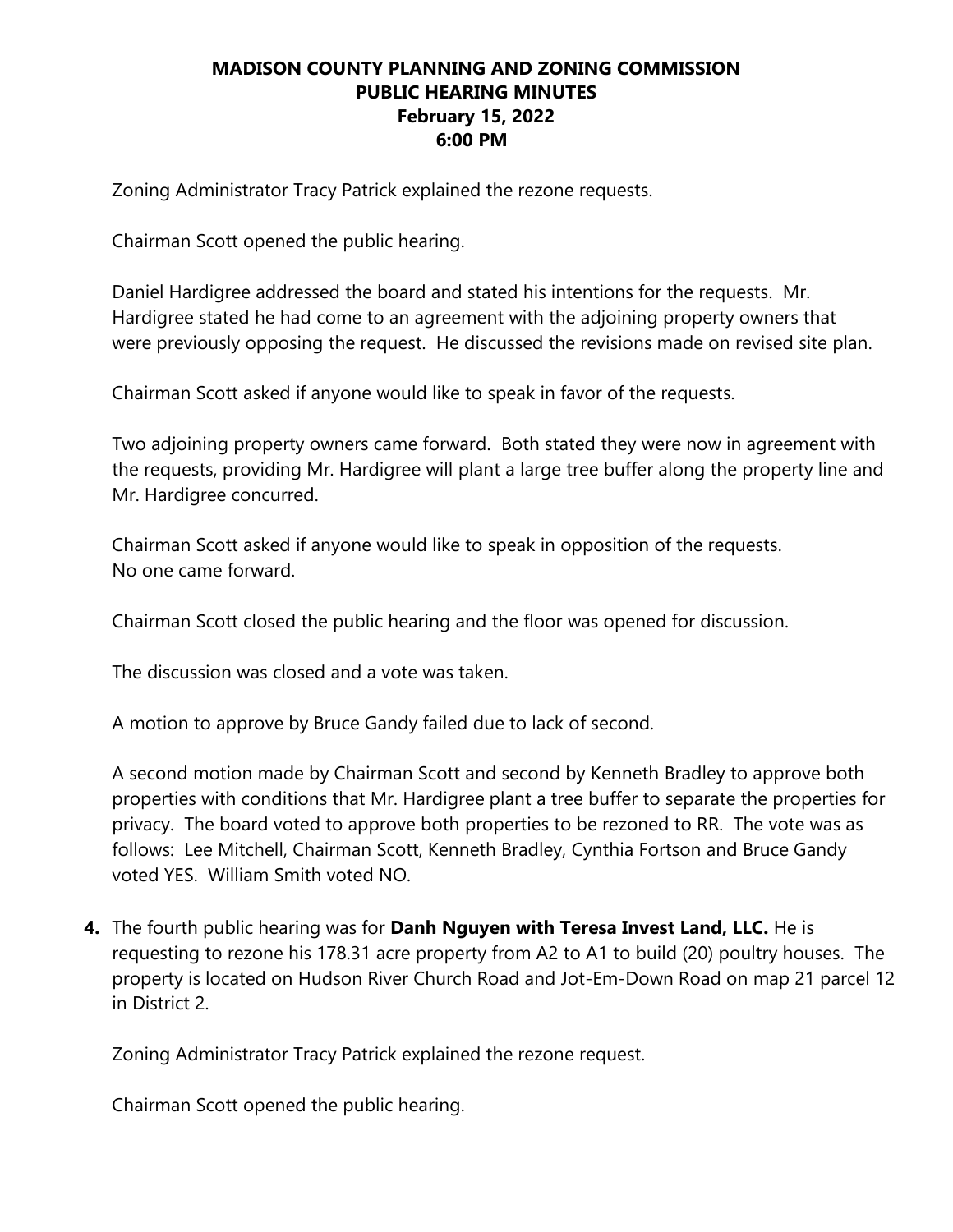**MADISON COUNTY PLANNING AND ZONING COMMISSION**
**PUBLIC HEARING MINUTES**
**February 15, 2022**
**6:00 PM**

Zoning Administrator Tracy Patrick explained the rezone requests.

Chairman Scott opened the public hearing.

Daniel Hardigree addressed the board and stated his intentions for the requests. Mr. Hardigree stated he had come to an agreement with the adjoining property owners that were previously opposing the request. He discussed the revisions made on revised site plan.

Chairman Scott asked if anyone would like to speak in favor of the requests.

Two adjoining property owners came forward. Both stated they were now in agreement with the requests, providing Mr. Hardigree will plant a large tree buffer along the property line and Mr. Hardigree concurred.

Chairman Scott asked if anyone would like to speak in opposition of the requests.
No one came forward.

Chairman Scott closed the public hearing and the floor was opened for discussion.

The discussion was closed and a vote was taken.

A motion to approve by Bruce Gandy failed due to lack of second.

A second motion made by Chairman Scott and second by Kenneth Bradley to approve both properties with conditions that Mr. Hardigree plant a tree buffer to separate the properties for privacy. The board voted to approve both properties to be rezoned to RR. The vote was as follows: Lee Mitchell, Chairman Scott, Kenneth Bradley, Cynthia Fortson and Bruce Gandy voted YES. William Smith voted NO.

**4.** The fourth public hearing was for **Danh Nguyen with Teresa Invest Land, LLC.** He is requesting to rezone his 178.31 acre property from A2 to A1 to build (20) poultry houses. The property is located on Hudson River Church Road and Jot-Em-Down Road on map 21 parcel 12 in District 2.

Zoning Administrator Tracy Patrick explained the rezone request.

Chairman Scott opened the public hearing.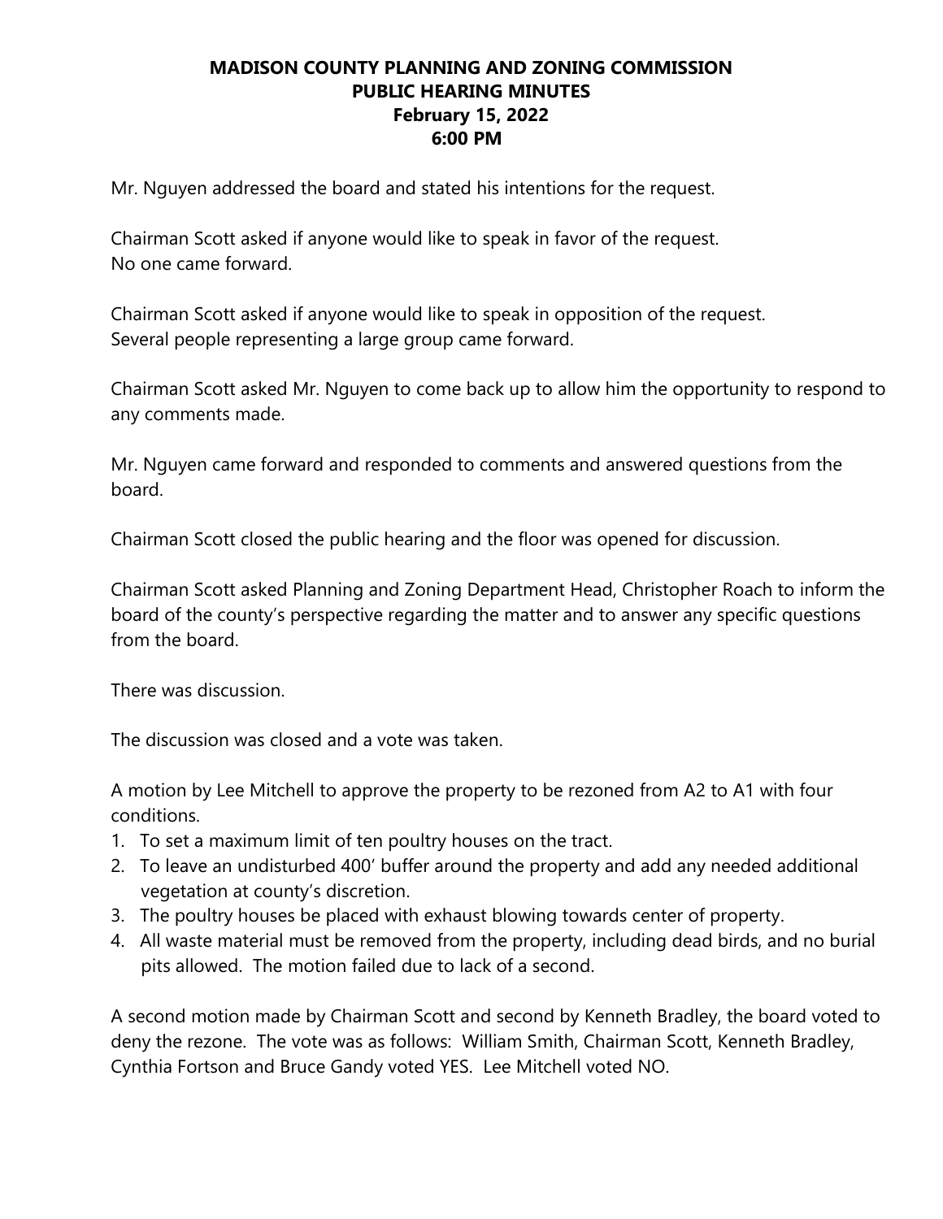**MADISON COUNTY PLANNING AND ZONING COMMISSION**
**PUBLIC HEARING MINUTES**
**February 15, 2022**
**6:00 PM**

Mr. Nguyen addressed the board and stated his intentions for the request.

Chairman Scott asked if anyone would like to speak in favor of the request.
No one came forward.

Chairman Scott asked if anyone would like to speak in opposition of the request.
Several people representing a large group came forward.

Chairman Scott asked Mr. Nguyen to come back up to allow him the opportunity to respond to any comments made.

Mr. Nguyen came forward and responded to comments and answered questions from the board.

Chairman Scott closed the public hearing and the floor was opened for discussion.

Chairman Scott asked Planning and Zoning Department Head, Christopher Roach to inform the board of the county's perspective regarding the matter and to answer any specific questions from the board.

There was discussion.

The discussion was closed and a vote was taken.

A motion by Lee Mitchell to approve the property to be rezoned from A2 to A1 with four conditions.

1. To set a maximum limit of ten poultry houses on the tract.
2. To leave an undisturbed 400' buffer around the property and add any needed additional vegetation at county's discretion.
3. The poultry houses be placed with exhaust blowing towards center of property.
4. All waste material must be removed from the property, including dead birds, and no burial pits allowed. The motion failed due to lack of a second.

A second motion made by Chairman Scott and second by Kenneth Bradley, the board voted to deny the rezone. The vote was as follows: William Smith, Chairman Scott, Kenneth Bradley, Cynthia Fortson and Bruce Gandy voted YES. Lee Mitchell voted NO.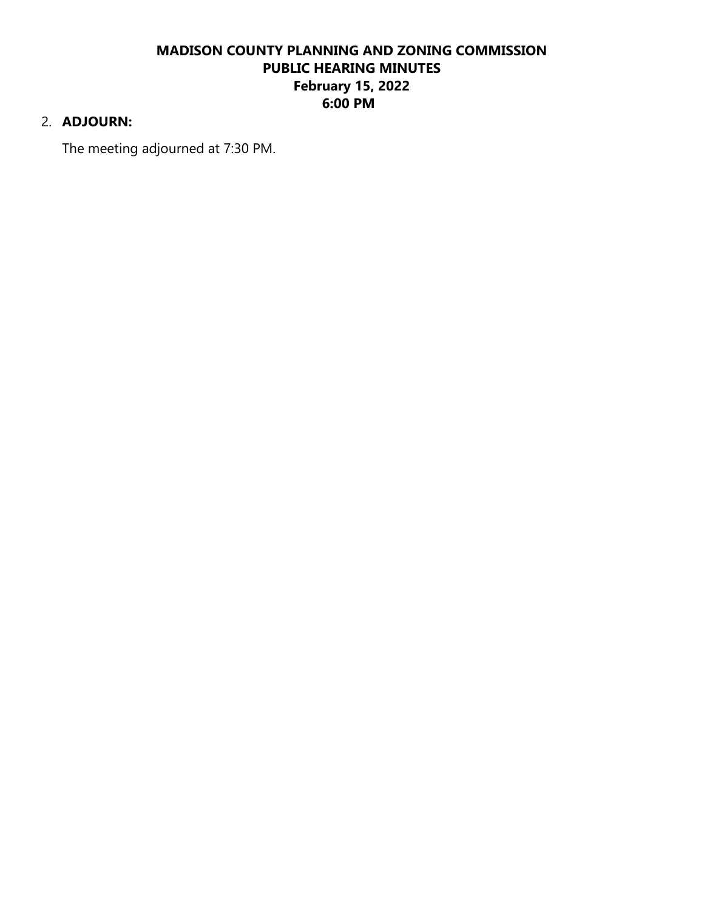2. **ADJOURN:**

   The meeting adjourned at 7:30 PM.